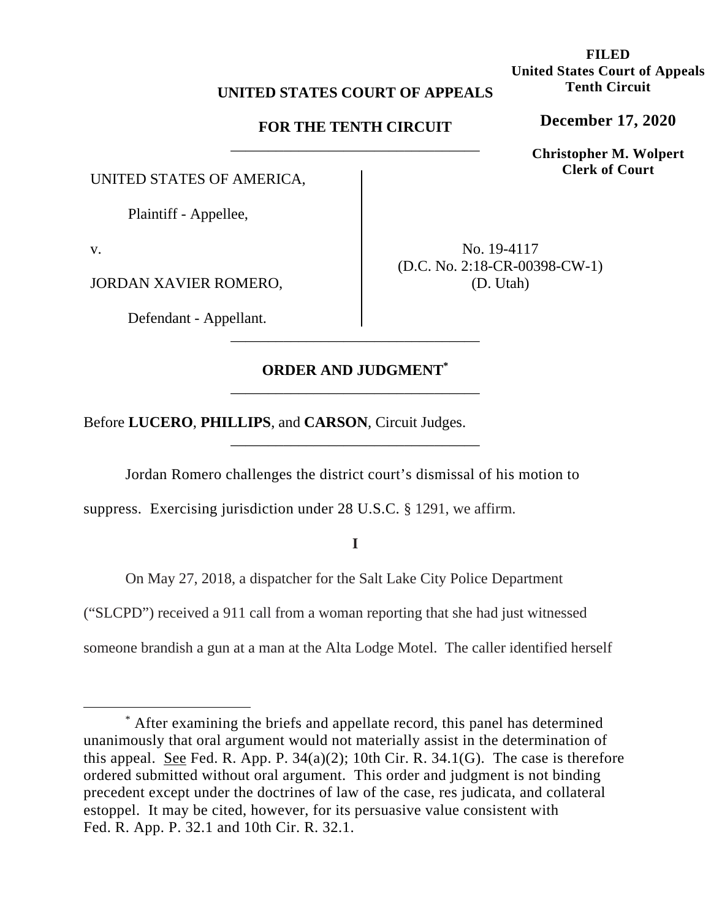**FILED**
**United States Court of Appeals**
**Tenth Circuit**

**December 17, 2020**

**Christopher M. Wolpert**
**Clerk of Court**

**UNITED STATES COURT OF APPEALS**

**FOR THE TENTH CIRCUIT**

---

UNITED STATES OF AMERICA,

Plaintiff - Appellee,

v.

JORDAN XAVIER ROMERO,

Defendant - Appellant.

No. 19-4117
(D.C. No. 2:18-CR-00398-CW-1)
(D. Utah)

---

**ORDER AND JUDGMENT**[*]

---

Before **LUCERO**, **PHILLIPS**, and **CARSON**, Circuit Judges.

---

Jordan Romero challenges the district court's dismissal of his motion to suppress. Exercising jurisdiction under 28 U.S.C. § 1291, we affirm.

**I**

On May 27, 2018, a dispatcher for the Salt Lake City Police Department ("SLCPD") received a 911 call from a woman reporting that she had just witnessed someone brandish a gun at a man at the Alta Lodge Motel. The caller identified herself

---

[*] After examining the briefs and appellate record, this panel has determined unanimously that oral argument would not materially assist in the determination of this appeal. See Fed. R. App. P. 34(a)(2); 10th Cir. R. 34.1(G). The case is therefore ordered submitted without oral argument. This order and judgment is not binding precedent except under the doctrines of law of the case, res judicata, and collateral estoppel. It may be cited, however, for its persuasive value consistent with Fed. R. App. P. 32.1 and 10th Cir. R. 32.1.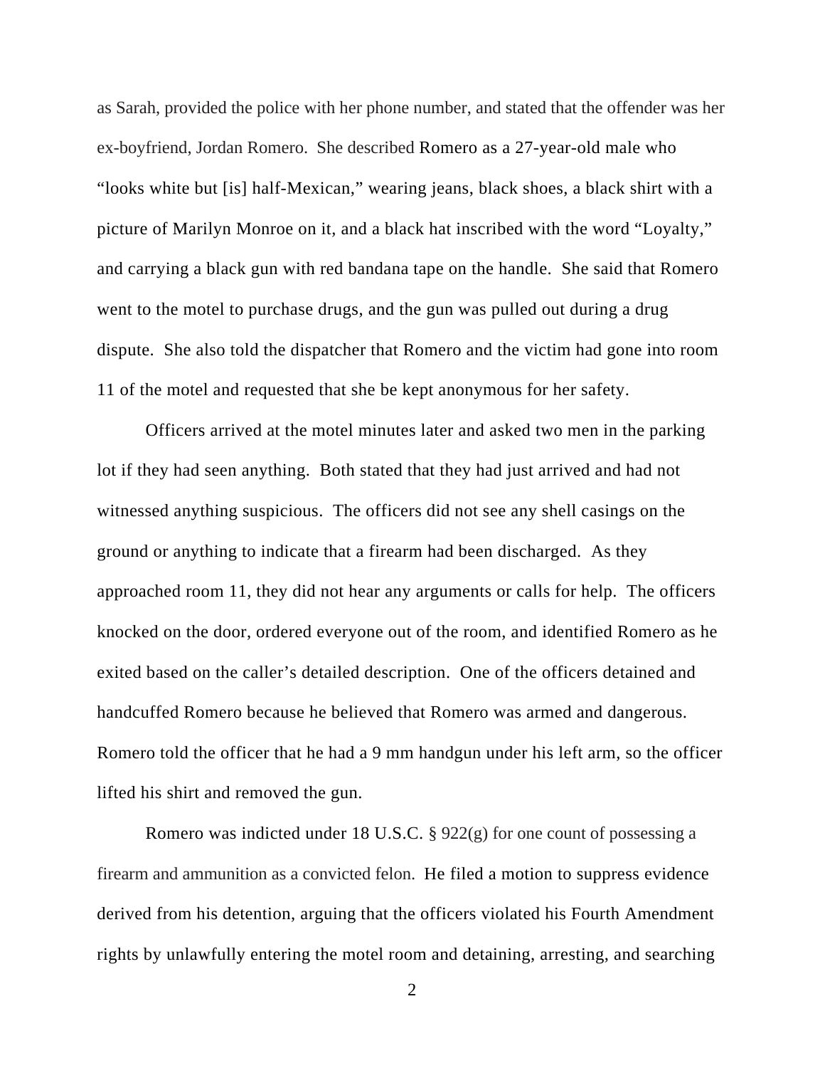as Sarah, provided the police with her phone number, and stated that the offender was her ex-boyfriend, Jordan Romero. She described Romero as a 27-year-old male who "looks white but [is] half-Mexican," wearing jeans, black shoes, a black shirt with a picture of Marilyn Monroe on it, and a black hat inscribed with the word "Loyalty," and carrying a black gun with red bandana tape on the handle. She said that Romero went to the motel to purchase drugs, and the gun was pulled out during a drug dispute. She also told the dispatcher that Romero and the victim had gone into room 11 of the motel and requested that she be kept anonymous for her safety.

Officers arrived at the motel minutes later and asked two men in the parking lot if they had seen anything. Both stated that they had just arrived and had not witnessed anything suspicious. The officers did not see any shell casings on the ground or anything to indicate that a firearm had been discharged. As they approached room 11, they did not hear any arguments or calls for help. The officers knocked on the door, ordered everyone out of the room, and identified Romero as he exited based on the caller's detailed description. One of the officers detained and handcuffed Romero because he believed that Romero was armed and dangerous. Romero told the officer that he had a 9 mm handgun under his left arm, so the officer lifted his shirt and removed the gun.

Romero was indicted under 18 U.S.C. § 922(g) for one count of possessing a firearm and ammunition as a convicted felon. He filed a motion to suppress evidence derived from his detention, arguing that the officers violated his Fourth Amendment rights by unlawfully entering the motel room and detaining, arresting, and searching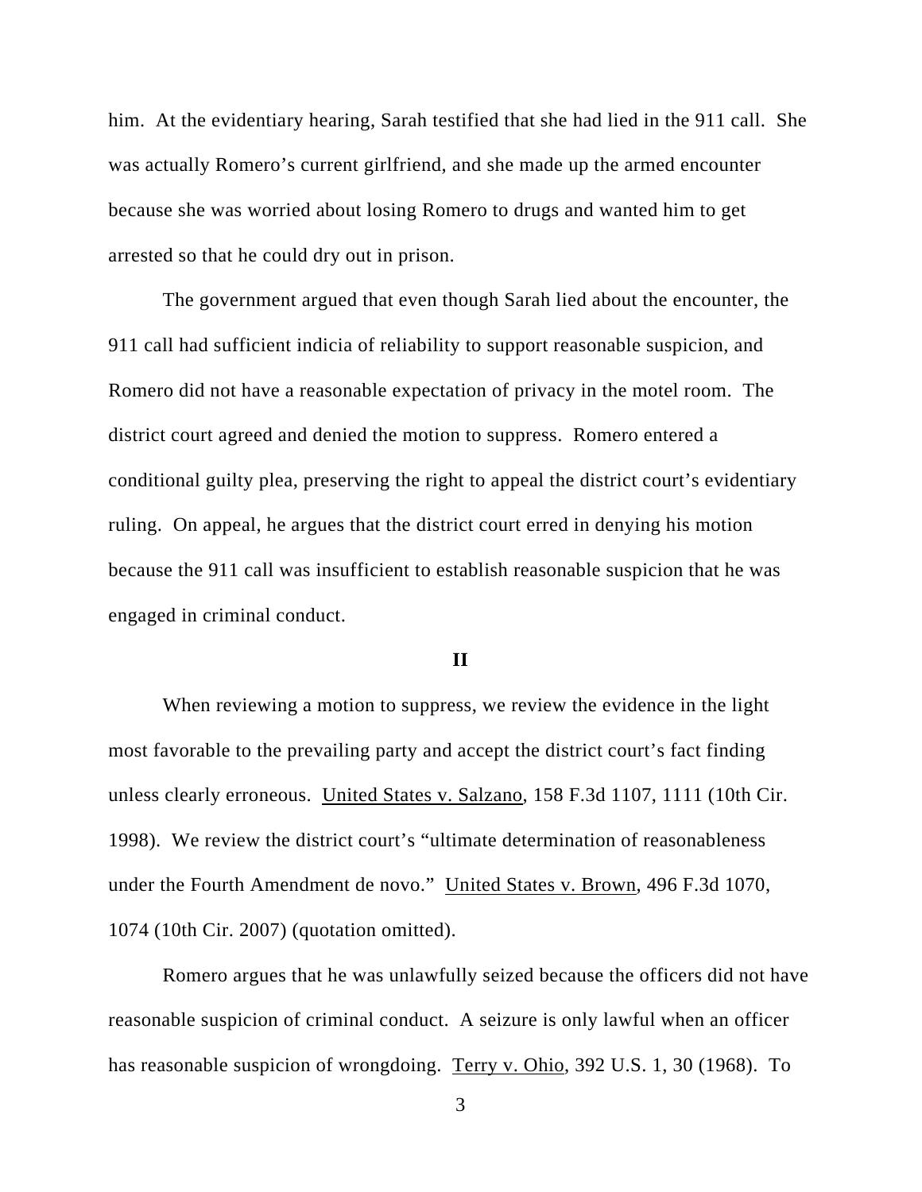him. At the evidentiary hearing, Sarah testified that she had lied in the 911 call. She was actually Romero's current girlfriend, and she made up the armed encounter because she was worried about losing Romero to drugs and wanted him to get arrested so that he could dry out in prison.

The government argued that even though Sarah lied about the encounter, the 911 call had sufficient indicia of reliability to support reasonable suspicion, and Romero did not have a reasonable expectation of privacy in the motel room. The district court agreed and denied the motion to suppress. Romero entered a conditional guilty plea, preserving the right to appeal the district court's evidentiary ruling. On appeal, he argues that the district court erred in denying his motion because the 911 call was insufficient to establish reasonable suspicion that he was engaged in criminal conduct.

## II

When reviewing a motion to suppress, we review the evidence in the light most favorable to the prevailing party and accept the district court's fact finding unless clearly erroneous. United States v. Salzano, 158 F.3d 1107, 1111 (10th Cir. 1998). We review the district court's "ultimate determination of reasonableness under the Fourth Amendment de novo." United States v. Brown, 496 F.3d 1070, 1074 (10th Cir. 2007) (quotation omitted).

Romero argues that he was unlawfully seized because the officers did not have reasonable suspicion of criminal conduct. A seizure is only lawful when an officer has reasonable suspicion of wrongdoing. Terry v. Ohio, 392 U.S. 1, 30 (1968). To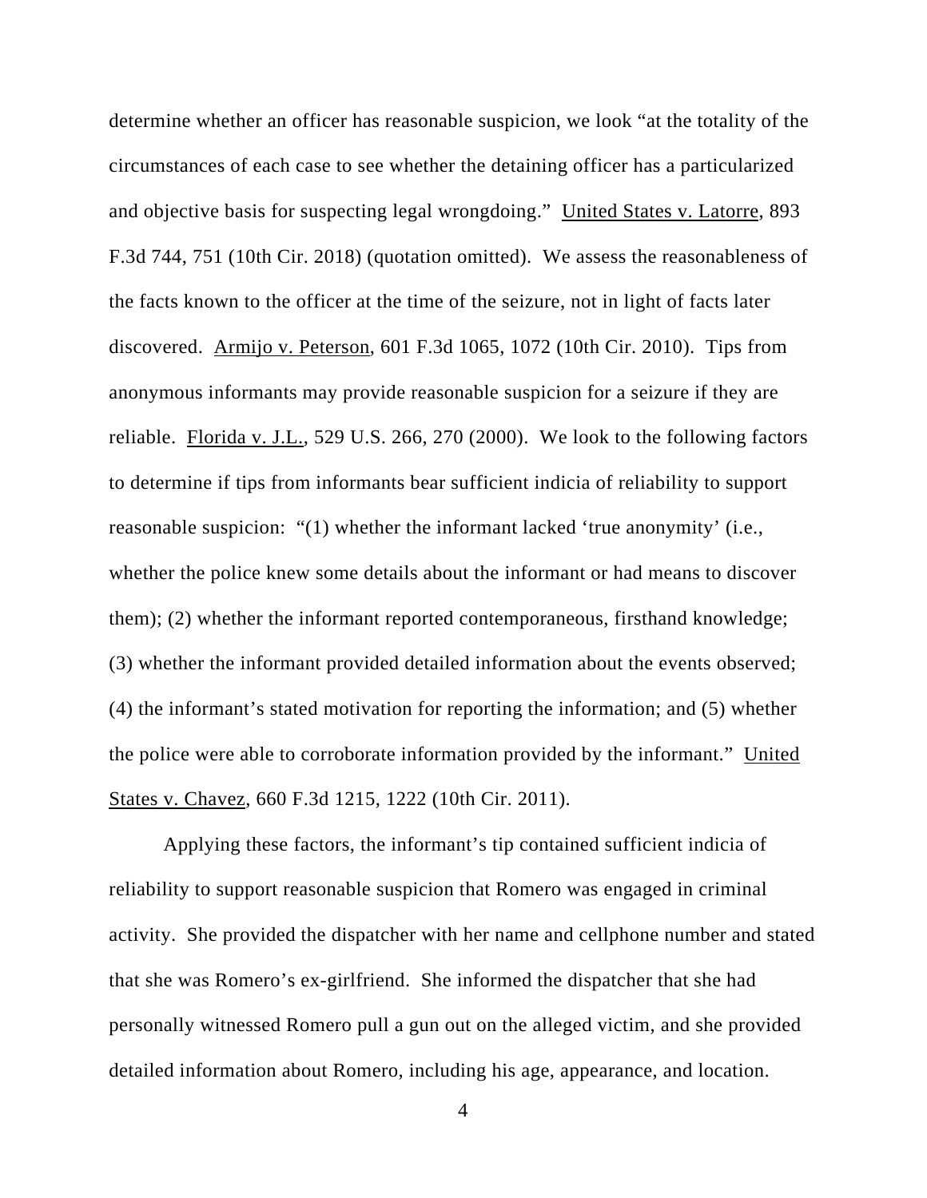determine whether an officer has reasonable suspicion, we look "at the totality of the circumstances of each case to see whether the detaining officer has a particularized and objective basis for suspecting legal wrongdoing." United States v. Latorre, 893 F.3d 744, 751 (10th Cir. 2018) (quotation omitted). We assess the reasonableness of the facts known to the officer at the time of the seizure, not in light of facts later discovered. Armijo v. Peterson, 601 F.3d 1065, 1072 (10th Cir. 2010). Tips from anonymous informants may provide reasonable suspicion for a seizure if they are reliable. Florida v. J.L., 529 U.S. 266, 270 (2000). We look to the following factors to determine if tips from informants bear sufficient indicia of reliability to support reasonable suspicion: "(1) whether the informant lacked 'true anonymity' (i.e., whether the police knew some details about the informant or had means to discover them); (2) whether the informant reported contemporaneous, firsthand knowledge; (3) whether the informant provided detailed information about the events observed; (4) the informant's stated motivation for reporting the information; and (5) whether the police were able to corroborate information provided by the informant." United States v. Chavez, 660 F.3d 1215, 1222 (10th Cir. 2011).

Applying these factors, the informant's tip contained sufficient indicia of reliability to support reasonable suspicion that Romero was engaged in criminal activity. She provided the dispatcher with her name and cellphone number and stated that she was Romero's ex-girlfriend. She informed the dispatcher that she had personally witnessed Romero pull a gun out on the alleged victim, and she provided detailed information about Romero, including his age, appearance, and location.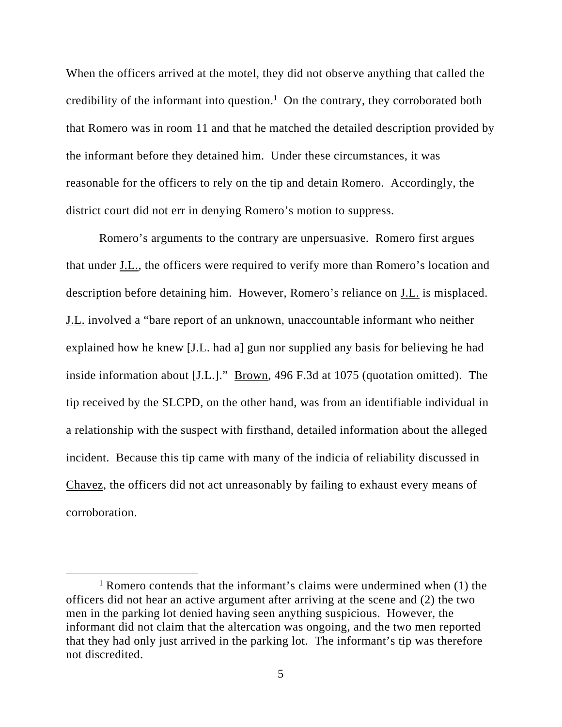When the officers arrived at the motel, they did not observe anything that called the credibility of the informant into question.[1] On the contrary, they corroborated both that Romero was in room 11 and that he matched the detailed description provided by the informant before they detained him. Under these circumstances, it was reasonable for the officers to rely on the tip and detain Romero. Accordingly, the district court did not err in denying Romero's motion to suppress.

Romero's arguments to the contrary are unpersuasive. Romero first argues that under J.L., the officers were required to verify more than Romero's location and description before detaining him. However, Romero's reliance on J.L. is misplaced. J.L. involved a "bare report of an unknown, unaccountable informant who neither explained how he knew [J.L. had a] gun nor supplied any basis for believing he had inside information about [J.L.]." Brown, 496 F.3d at 1075 (quotation omitted). The tip received by the SLCPD, on the other hand, was from an identifiable individual in a relationship with the suspect with firsthand, detailed information about the alleged incident. Because this tip came with many of the indicia of reliability discussed in Chavez, the officers did not act unreasonably by failing to exhaust every means of corroboration.

[1] Romero contends that the informant's claims were undermined when (1) the officers did not hear an active argument after arriving at the scene and (2) the two men in the parking lot denied having seen anything suspicious. However, the informant did not claim that the altercation was ongoing, and the two men reported that they had only just arrived in the parking lot. The informant's tip was therefore not discredited.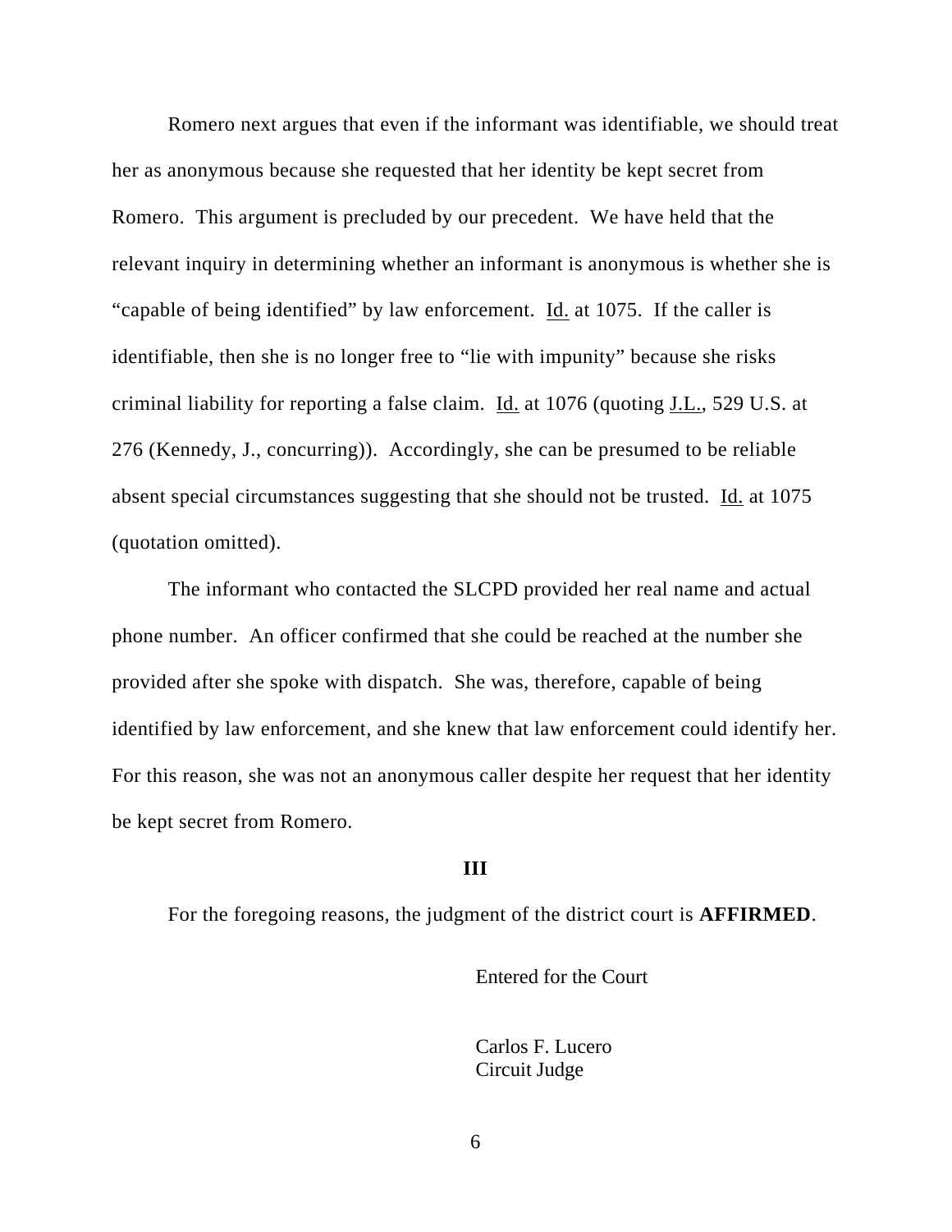Romero next argues that even if the informant was identifiable, we should treat her as anonymous because she requested that her identity be kept secret from Romero. This argument is precluded by our precedent. We have held that the relevant inquiry in determining whether an informant is anonymous is whether she is "capable of being identified" by law enforcement. Id. at 1075. If the caller is identifiable, then she is no longer free to "lie with impunity" because she risks criminal liability for reporting a false claim. Id. at 1076 (quoting J.L., 529 U.S. at 276 (Kennedy, J., concurring)). Accordingly, she can be presumed to be reliable absent special circumstances suggesting that she should not be trusted. Id. at 1075 (quotation omitted).

The informant who contacted the SLCPD provided her real name and actual phone number. An officer confirmed that she could be reached at the number she provided after she spoke with dispatch. She was, therefore, capable of being identified by law enforcement, and she knew that law enforcement could identify her. For this reason, she was not an anonymous caller despite her request that her identity be kept secret from Romero.

## III

For the foregoing reasons, the judgment of the district court is **AFFIRMED**.

Entered for the Court

Carlos F. Lucero
Circuit Judge